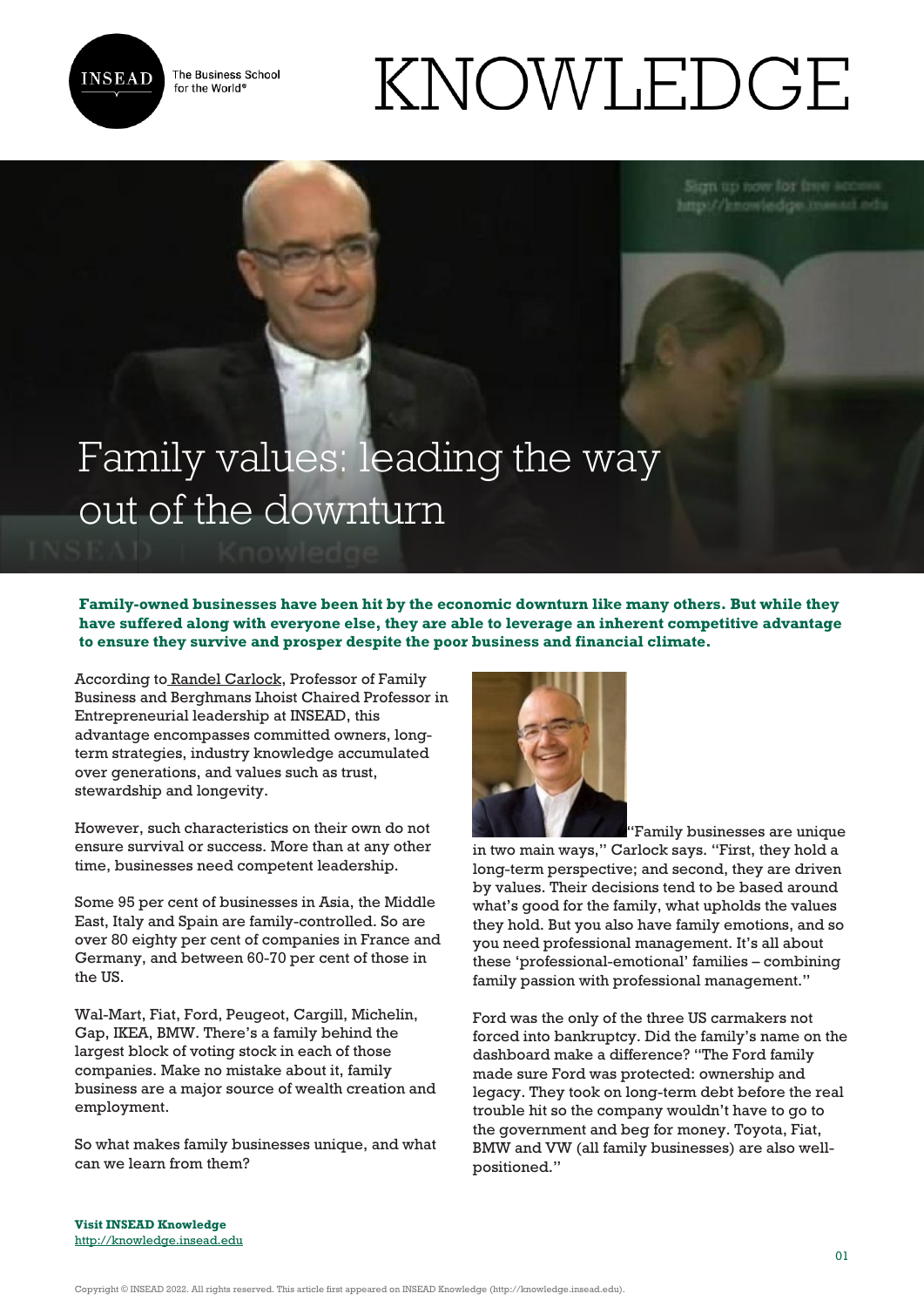# Family values: leading the way out of the downturn

**Family-owned businesses have been hit by the economic downturn like many others. But while they have suffered along with everyone else, they are able to leverage an inherent competitive advantage to ensure they survive and prosper despite the poor business and financial climate.**

According to Randel Carlock, Professor of Family Business and Berghmans Lhoist Chaired Professor in Entrepreneurial leadership at INSEAD, this advantage encompasses committed owners, long-term strategies, industry knowledge accumulated over generations, and values such as trust, stewardship and longevity.

However, such characteristics on their own do not ensure survival or success. More than at any other time, businesses need competent leadership.

Some 95 per cent of businesses in Asia, the Middle East, Italy and Spain are family-controlled. So are over 80 eighty per cent of companies in France and Germany, and between 60-70 per cent of those in the US.

Wal-Mart, Fiat, Ford, Peugeot, Cargill, Michelin, Gap, IKEA, BMW. There's a family behind the largest block of voting stock in each of those companies. Make no mistake about it, family business are a major source of wealth creation and employment.

So what makes family businesses unique, and what can we learn from them?

"Family businesses are unique in two main ways," Carlock says. "First, they hold a long-term perspective; and second, they are driven by values. Their decisions tend to be based around what's good for the family, what upholds the values they hold. But you also have family emotions, and so you need professional management. It's all about these 'professional-emotional' families – combining family passion with professional management."

Ford was the only of the three US carmakers not forced into bankruptcy. Did the family's name on the dashboard make a difference? "The Ford family made sure Ford was protected: ownership and legacy. They took on long-term debt before the real trouble hit so the company wouldn't have to go to the government and beg for money. Toyota, Fiat, BMW and VW (all family businesses) are also well-positioned."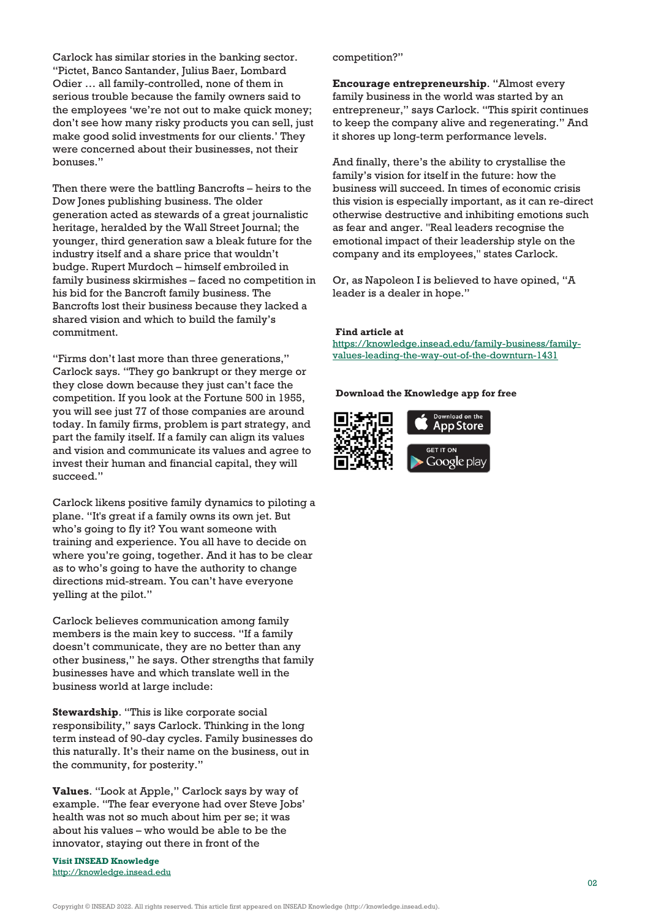Carlock has similar stories in the banking sector. "Pictet, Banco Santander, Julius Baer, Lombard Odier … all family-controlled, none of them in serious trouble because the family owners said to the employees 'we're not out to make quick money; don't see how many risky products you can sell, just make good solid investments for our clients.' They were concerned about their businesses, not their bonuses."

Then there were the battling Bancrofts – heirs to the Dow Jones publishing business. The older generation acted as stewards of a great journalistic heritage, heralded by the Wall Street Journal; the younger, third generation saw a bleak future for the industry itself and a share price that wouldn't budge. Rupert Murdoch – himself embroiled in family business skirmishes – faced no competition in his bid for the Bancroft family business. The Bancrofts lost their business because they lacked a shared vision and which to build the family's commitment.

"Firms don't last more than three generations," Carlock says. "They go bankrupt or they merge or they close down because they just can't face the competition. If you look at the Fortune 500 in 1955, you will see just 77 of those companies are around today. In family firms, problem is part strategy, and part the family itself. If a family can align its values and vision and communicate its values and agree to invest their human and financial capital, they will succeed."

Carlock likens positive family dynamics to piloting a plane. "It's great if a family owns its own jet. But who's going to fly it? You want someone with training and experience. You all have to decide on where you're going, together. And it has to be clear as to who's going to have the authority to change directions mid-stream. You can't have everyone yelling at the pilot."

Carlock believes communication among family members is the main key to success. "If a family doesn't communicate, they are no better than any other business," he says. Other strengths that family businesses have and which translate well in the business world at large include:

**Stewardship**. "This is like corporate social responsibility," says Carlock. Thinking in the long term instead of 90-day cycles. Family businesses do this naturally. It's their name on the business, out in the community, for posterity."

**Values**. "Look at Apple," Carlock says by way of example. "The fear everyone had over Steve Jobs' health was not so much about him per se; it was about his values – who would be able to be the innovator, staying out there in front of the competition?"

**Encourage entrepreneurship**. "Almost every family business in the world was started by an entrepreneur," says Carlock. "This spirit continues to keep the company alive and regenerating." And it shores up long-term performance levels.

And finally, there's the ability to crystallise the family's vision for itself in the future: how the business will succeed. In times of economic crisis this vision is especially important, as it can re-direct otherwise destructive and inhibiting emotions such as fear and anger. "Real leaders recognise the emotional impact of their leadership style on the company and its employees," states Carlock.

Or, as Napoleon I is believed to have opined, "A leader is a dealer in hope."

**Find article at**
https://knowledge.insead.edu/family-business/family-values-leading-the-way-out-of-the-downturn-1431

**Download the Knowledge app for free**

**Visit INSEAD Knowledge**
http://knowledge.insead.edu

Copyright © INSEAD 2022. All rights reserved. This article first appeared on INSEAD Knowledge (http://knowledge.insead.edu).